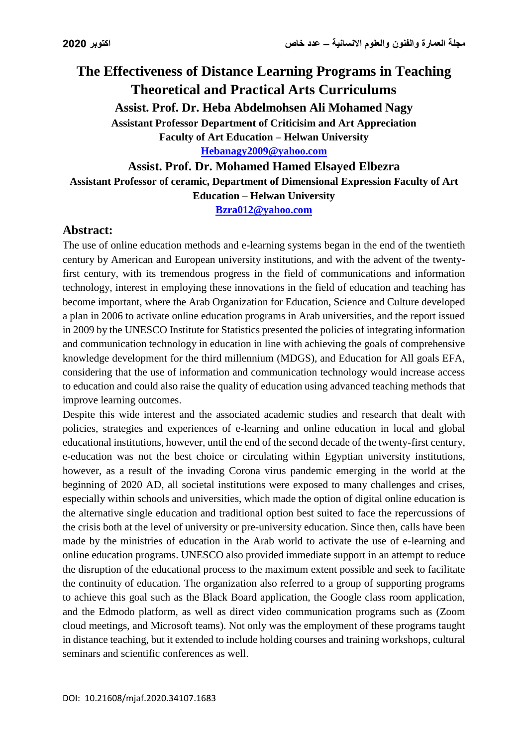# The Effectiveness of Distance Learning Programs in Teaching Theoretical and Practical Arts Curriculums

**Assist. Prof. Dr. Heba Abdelmohsen Ali Mohamed Nagy**

**Assistant Professor Department of Criticisim and Art Appreciation**

**Faculty of Art Education – Helwan University**

**Hebanagy2009@yahoo.com**

**Assist. Prof. Dr. Mohamed Hamed Elsayed Elbezra**

**Assistant Professor of ceramic, Department of Dimensional Expression Faculty of Art Education – Helwan University**

**Bzra012@yahoo.com**

## Abstract:

The use of online education methods and e-learning systems began in the end of the twentieth century by American and European university institutions, and with the advent of the twenty-first century, with its tremendous progress in the field of communications and information technology, interest in employing these innovations in the field of education and teaching has become important, where the Arab Organization for Education, Science and Culture developed a plan in 2006 to activate online education programs in Arab universities, and the report issued in 2009 by the UNESCO Institute for Statistics presented the policies of integrating information and communication technology in education in line with achieving the goals of comprehensive knowledge development for the third millennium (MDGS), and Education for All goals EFA, considering that the use of information and communication technology would increase access to education and could also raise the quality of education using advanced teaching methods that improve learning outcomes.

Despite this wide interest and the associated academic studies and research that dealt with policies, strategies and experiences of e-learning and online education in local and global educational institutions, however, until the end of the second decade of the twenty-first century, e-education was not the best choice or circulating within Egyptian university institutions, however, as a result of the invading Corona virus pandemic emerging in the world at the beginning of 2020 AD, all societal institutions were exposed to many challenges and crises, especially within schools and universities, which made the option of digital online education is the alternative single education and traditional option best suited to face the repercussions of the crisis both at the level of university or pre-university education. Since then, calls have been made by the ministries of education in the Arab world to activate the use of e-learning and online education programs. UNESCO also provided immediate support in an attempt to reduce the disruption of the educational process to the maximum extent possible and seek to facilitate the continuity of education. The organization also referred to a group of supporting programs to achieve this goal such as the Black Board application, the Google class room application, and the Edmodo platform, as well as direct video communication programs such as (Zoom cloud meetings, and Microsoft teams). Not only was the employment of these programs taught in distance teaching, but it extended to include holding courses and training workshops, cultural seminars and scientific conferences as well.

DOI: 10.21608/mjaf.2020.34107.1683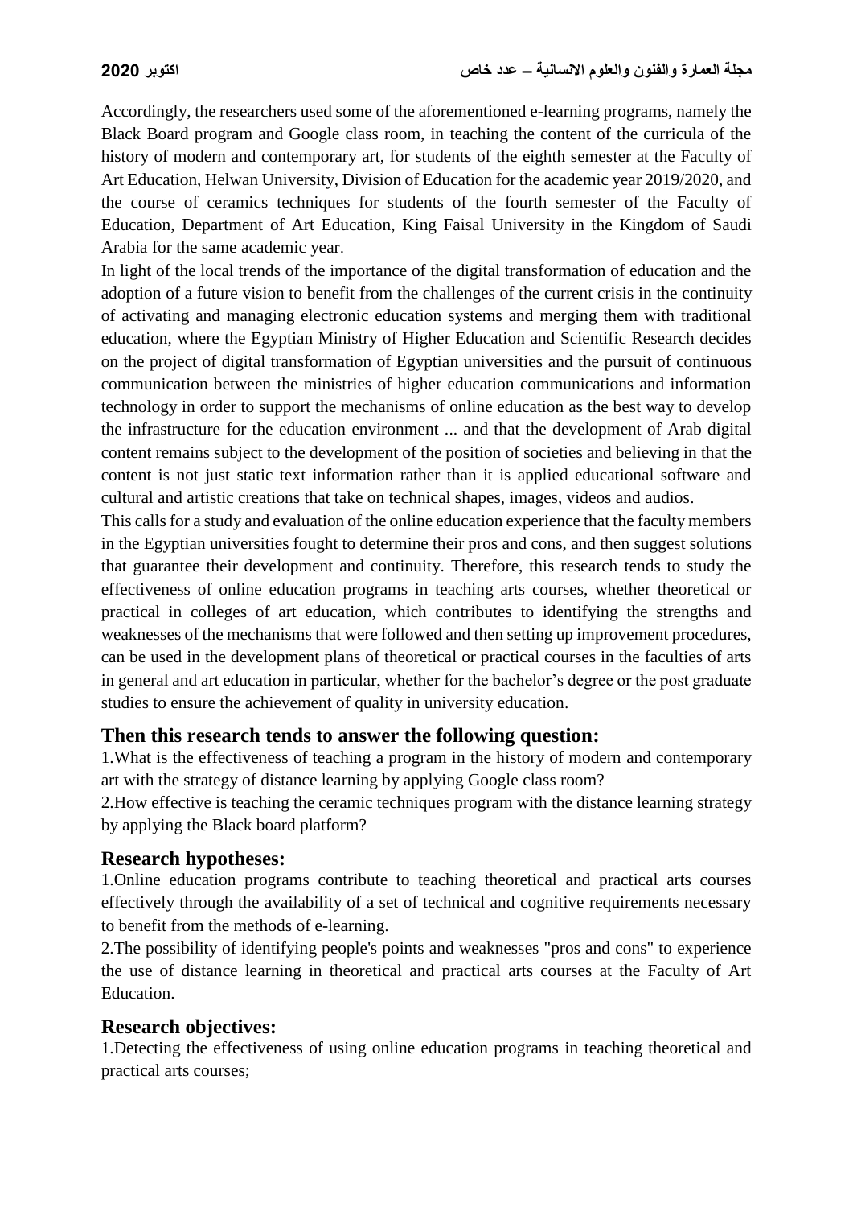Accordingly, the researchers used some of the aforementioned e-learning programs, namely the Black Board program and Google class room, in teaching the content of the curricula of the history of modern and contemporary art, for students of the eighth semester at the Faculty of Art Education, Helwan University, Division of Education for the academic year 2019/2020, and the course of ceramics techniques for students of the fourth semester of the Faculty of Education, Department of Art Education, King Faisal University in the Kingdom of Saudi Arabia for the same academic year.

In light of the local trends of the importance of the digital transformation of education and the adoption of a future vision to benefit from the challenges of the current crisis in the continuity of activating and managing electronic education systems and merging them with traditional education, where the Egyptian Ministry of Higher Education and Scientific Research decides on the project of digital transformation of Egyptian universities and the pursuit of continuous communication between the ministries of higher education communications and information technology in order to support the mechanisms of online education as the best way to develop the infrastructure for the education environment ... and that the development of Arab digital content remains subject to the development of the position of societies and believing in that the content is not just static text information rather than it is applied educational software and cultural and artistic creations that take on technical shapes, images, videos and audios.

This calls for a study and evaluation of the online education experience that the faculty members in the Egyptian universities fought to determine their pros and cons, and then suggest solutions that guarantee their development and continuity. Therefore, this research tends to study the effectiveness of online education programs in teaching arts courses, whether theoretical or practical in colleges of art education, which contributes to identifying the strengths and weaknesses of the mechanisms that were followed and then setting up improvement procedures, can be used in the development plans of theoretical or practical courses in the faculties of arts in general and art education in particular, whether for the bachelor's degree or the post graduate studies to ensure the achievement of quality in university education.

## Then this research tends to answer the following question:

1.What is the effectiveness of teaching a program in the history of modern and contemporary art with the strategy of distance learning by applying Google class room?

2.How effective is teaching the ceramic techniques program with the distance learning strategy by applying the Black board platform?

## Research hypotheses:

1.Online education programs contribute to teaching theoretical and practical arts courses effectively through the availability of a set of technical and cognitive requirements necessary to benefit from the methods of e-learning.

2.The possibility of identifying people's points and weaknesses "pros and cons" to experience the use of distance learning in theoretical and practical arts courses at the Faculty of Art Education.

## Research objectives:

1.Detecting the effectiveness of using online education programs in teaching theoretical and practical arts courses;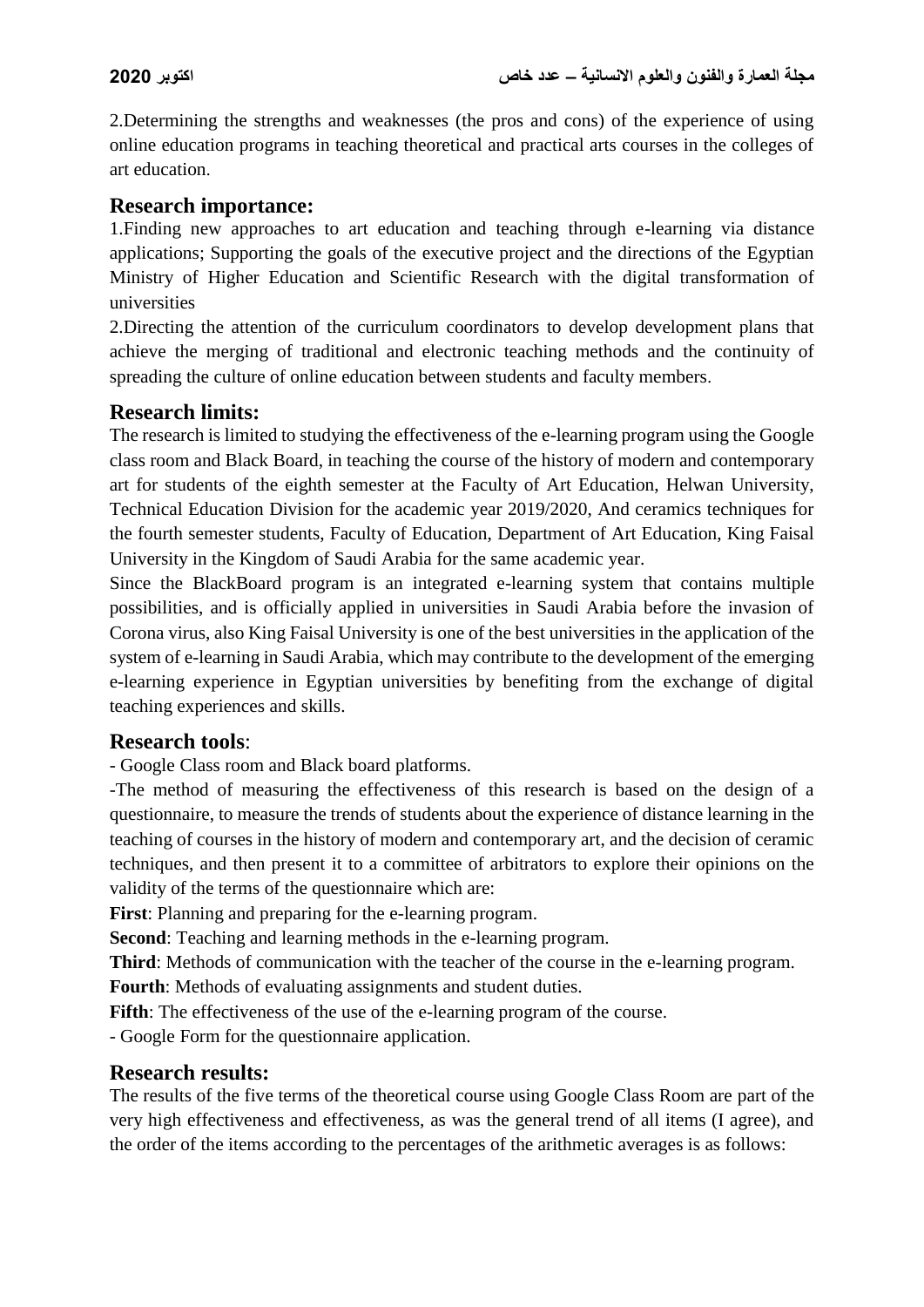2.Determining the strengths and weaknesses (the pros and cons) of the experience of using online education programs in teaching theoretical and practical arts courses in the colleges of art education.

## Research importance:

1.Finding new approaches to art education and teaching through e-learning via distance applications; Supporting the goals of the executive project and the directions of the Egyptian Ministry of Higher Education and Scientific Research with the digital transformation of universities

2.Directing the attention of the curriculum coordinators to develop development plans that achieve the merging of traditional and electronic teaching methods and the continuity of spreading the culture of online education between students and faculty members.

## Research limits:

The research is limited to studying the effectiveness of the e-learning program using the Google class room and Black Board, in teaching the course of the history of modern and contemporary art for students of the eighth semester at the Faculty of Art Education, Helwan University, Technical Education Division for the academic year 2019/2020, And ceramics techniques for the fourth semester students, Faculty of Education, Department of Art Education, King Faisal University in the Kingdom of Saudi Arabia for the same academic year.

Since the BlackBoard program is an integrated e-learning system that contains multiple possibilities, and is officially applied in universities in Saudi Arabia before the invasion of Corona virus, also King Faisal University is one of the best universities in the application of the system of e-learning in Saudi Arabia, which may contribute to the development of the emerging e-learning experience in Egyptian universities by benefiting from the exchange of digital teaching experiences and skills.

## Research tools:

- Google Class room and Black board platforms.

-The method of measuring the effectiveness of this research is based on the design of a questionnaire, to measure the trends of students about the experience of distance learning in the teaching of courses in the history of modern and contemporary art, and the decision of ceramic techniques, and then present it to a committee of arbitrators to explore their opinions on the validity of the terms of the questionnaire which are:

**First**: Planning and preparing for the e-learning program.

**Second**: Teaching and learning methods in the e-learning program.

**Third**: Methods of communication with the teacher of the course in the e-learning program.

**Fourth**: Methods of evaluating assignments and student duties.

**Fifth**: The effectiveness of the use of the e-learning program of the course.

- Google Form for the questionnaire application.

## Research results:

The results of the five terms of the theoretical course using Google Class Room are part of the very high effectiveness and effectiveness, as was the general trend of all items (I agree), and the order of the items according to the percentages of the arithmetic averages is as follows: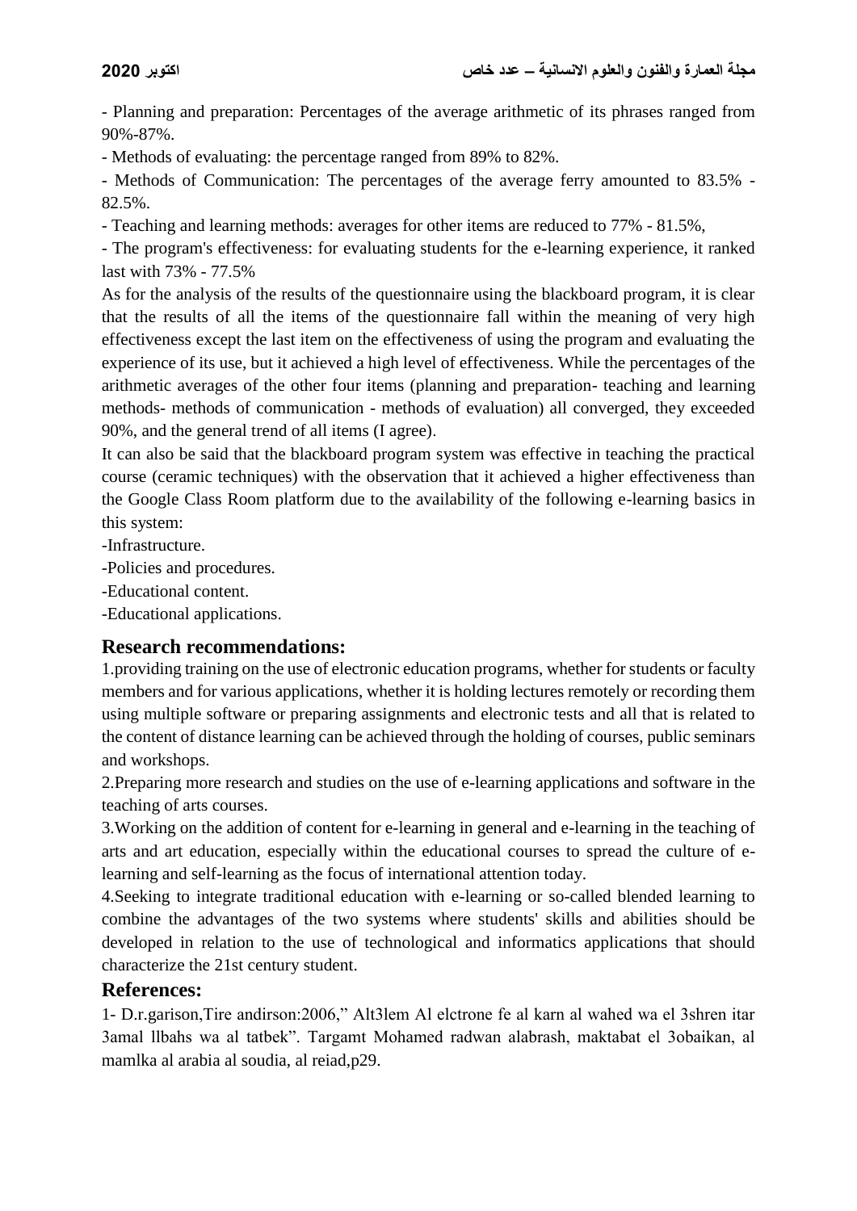- Planning and preparation: Percentages of the average arithmetic of its phrases ranged from 90%-87%.

- Methods of evaluating: the percentage ranged from 89% to 82%.

- Methods of Communication: The percentages of the average ferry amounted to 83.5% - 82.5%.

- Teaching and learning methods: averages for other items are reduced to 77% - 81.5%,

- The program's effectiveness: for evaluating students for the e-learning experience, it ranked last with 73% - 77.5%

As for the analysis of the results of the questionnaire using the blackboard program, it is clear that the results of all the items of the questionnaire fall within the meaning of very high effectiveness except the last item on the effectiveness of using the program and evaluating the experience of its use, but it achieved a high level of effectiveness. While the percentages of the arithmetic averages of the other four items (planning and preparation- teaching and learning methods- methods of communication - methods of evaluation) all converged, they exceeded 90%, and the general trend of all items (I agree).

It can also be said that the blackboard program system was effective in teaching the practical course (ceramic techniques) with the observation that it achieved a higher effectiveness than the Google Class Room platform due to the availability of the following e-learning basics in this system:

-Infrastructure.

-Policies and procedures.

-Educational content.

-Educational applications.

## Research recommendations:

1.providing training on the use of electronic education programs, whether for students or faculty members and for various applications, whether it is holding lectures remotely or recording them using multiple software or preparing assignments and electronic tests and all that is related to the content of distance learning can be achieved through the holding of courses, public seminars and workshops.

2.Preparing more research and studies on the use of e-learning applications and software in the teaching of arts courses.

3.Working on the addition of content for e-learning in general and e-learning in the teaching of arts and art education, especially within the educational courses to spread the culture of e-learning and self-learning as the focus of international attention today.

4.Seeking to integrate traditional education with e-learning or so-called blended learning to combine the advantages of the two systems where students' skills and abilities should be developed in relation to the use of technological and informatics applications that should characterize the 21st century student.

## References:

1- D.r.garison,Tire andirson:2006," Alt3lem Al elctrone fe al karn al wahed wa el 3shren itar 3amal llbahs wa al tatbek". Targamt Mohamed radwan alabrash, maktabat el 3obaikan, al mamlka al arabia al soudia, al reiad,p29.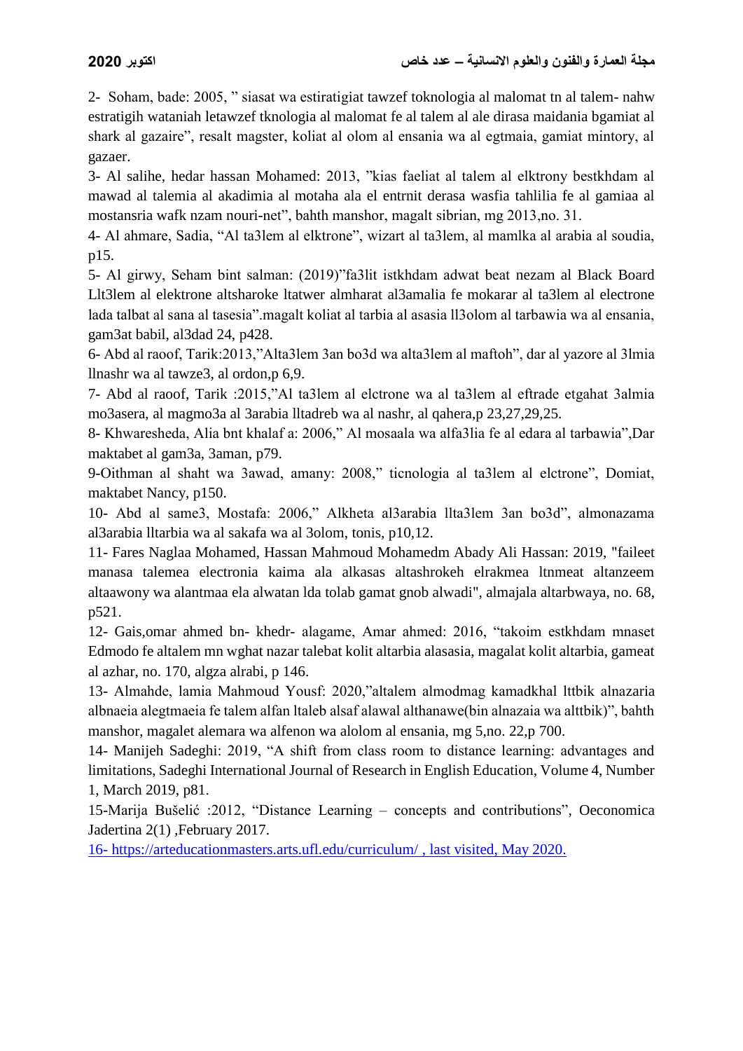2- Soham, bade: 2005, " siasat wa estiratigiat tawzef toknologia al malomat tn al talem- nahw estratigih wataniah letawzef tknologia al malomat fe al talem al ale dirasa maidania bgamiat al shark al gazaire", resalt magster, koliat al olom al ensania wa al egtmaia, gamiat mintory, al gazaer.

3- Al salihe, hedar hassan Mohamed: 2013, "kias faeliat al talem al elktrony bestkhdam al mawad al talemia al akadimia al motaha ala el entrnit derasa wasfia tahlilia fe al gamiaa al mostansria wafk nzam nouri-net", bahth manshor, magalt sibrian, mg 2013,no. 31.

4- Al ahmare, Sadia, "Al ta3lem al elktrone", wizart al ta3lem, al mamlka al arabia al soudia, p15.

5- Al girwy, Seham bint salman: (2019)"fa3lit istkhdam adwat beat nezam al Black Board Llt3lem al elektrone altsharoke ltatwer almharat al3amalia fe mokarar al ta3lem al electrone lada talbat al sana al tasesia".magalt koliat al tarbia al asasia ll3olom al tarbawia wa al ensania, gam3at babil, al3dad 24, p428.

6- Abd al raoof, Tarik:2013,"Alta3lem 3an bo3d wa alta3lem al maftoh", dar al yazore al 3lmia llnashr wa al tawze3, al ordon,p 6,9.

7- Abd al raoof, Tarik :2015,"Al ta3lem al elctrone wa al ta3lem al eftrade etgahat 3almia mo3asera, al magmo3a al 3arabia lltadreb wa al nashr, al qahera,p 23,27,29,25.

8- Khwaresheda, Alia bnt khalaf a: 2006," Al mosaala wa alfa3lia fe al edara al tarbawia",Dar maktabet al gam3a, 3aman, p79.

9-Oithman al shaht wa 3awad, amany: 2008," ticnologia al ta3lem al elctrone", Domiat, maktabet Nancy, p150.

10- Abd al same3, Mostafa: 2006," Alkheta al3arabia llta3lem 3an bo3d", almonazama al3arabia lltarbia wa al sakafa wa al 3olom, tonis, p10,12.

11- Fares Naglaa Mohamed, Hassan Mahmoud Mohamedm Abady Ali Hassan: 2019, "faileet manasa talemea electronia kaima ala alkasas altashrokeh elrakmea ltnmeat altanzeem altaawony wa alantmaa ela alwatan lda tolab gamat gnob alwadi", almajala altarbwaya, no. 68, p521.

12- Gais,omar ahmed bn- khedr- alagame, Amar ahmed: 2016, "takoim estkhdam mnaset Edmodo fe altalem mn wghat nazar talebat kolit altarbia alasasia, magalat kolit altarbia, gameat al azhar, no. 170, algza alrabi, p 146.

13- Almahde, lamia Mahmoud Yousf: 2020,"altalem almodmag kamadkhal lttbik alnazaria albnaeia alegtmaeia fe talem alfan ltaleb alsaf alawal althanawe(bin alnazaia wa alttbik)", bahth manshor, magalet alemara wa alfenon wa alolom al ensania, mg 5,no. 22,p 700.

14- Manijeh Sadeghi: 2019, "A shift from class room to distance learning: advantages and limitations, Sadeghi International Journal of Research in English Education, Volume 4, Number 1, March 2019, p81.

15-Marija Bušelić :2012, "Distance Learning – concepts and contributions", Oeconomica Jadertina 2(1) ,February 2017.

16- https://arteducationmasters.arts.ufl.edu/curriculum/ , last visited, May 2020.